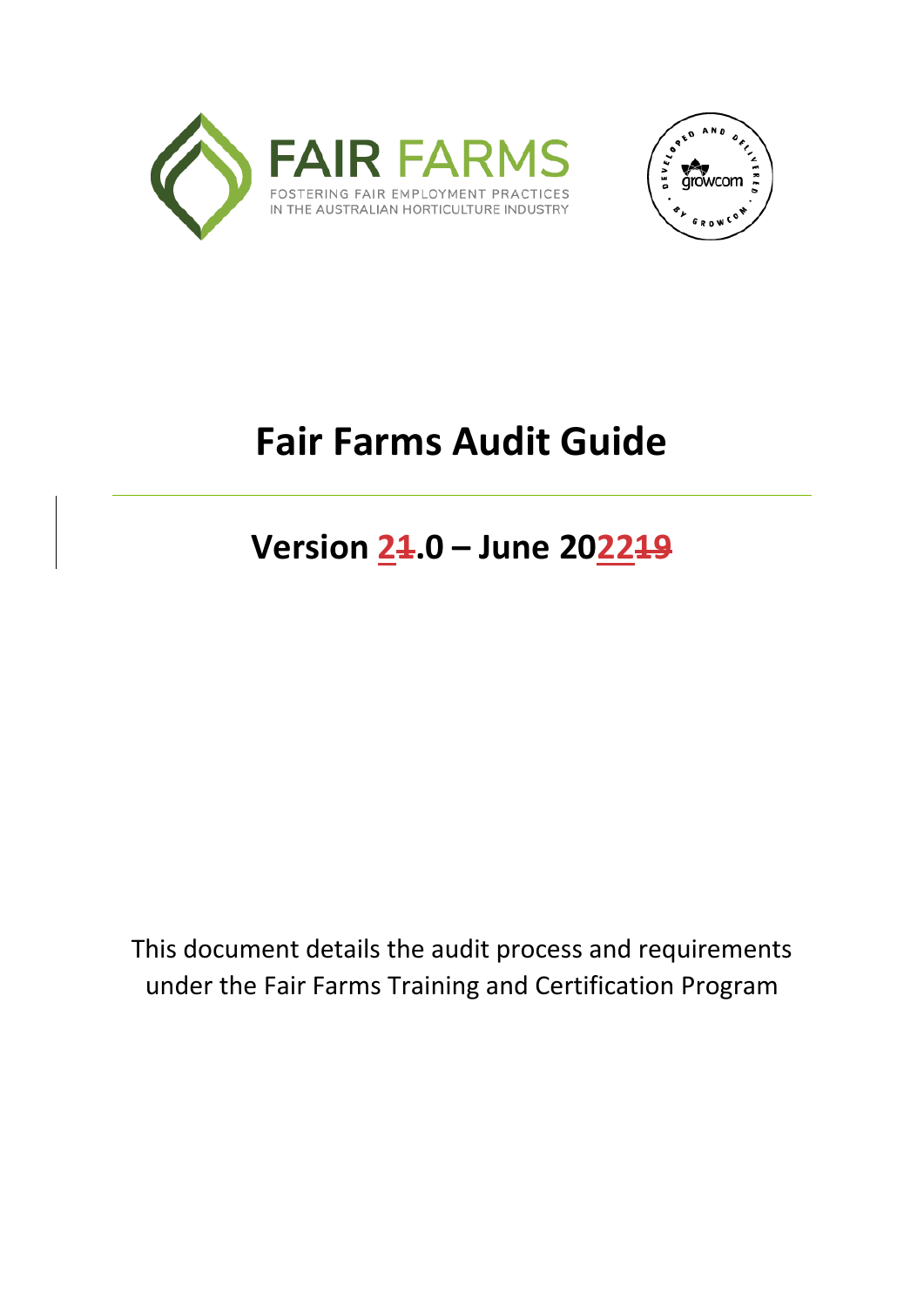FAIR FARMS

FOSTERING FAIR EMPLOYMENT PRACTICES IN THE AUSTRALIAN HORTICULTURE INDUSTRY

DEVELOPED AND DELIVERED BY GROWCOM

# Fair Farms Audit Guide

## Version 2~~1~~.0 – June 2022~~19~~

This document details the audit process and requirements under the Fair Farms Training and Certification Program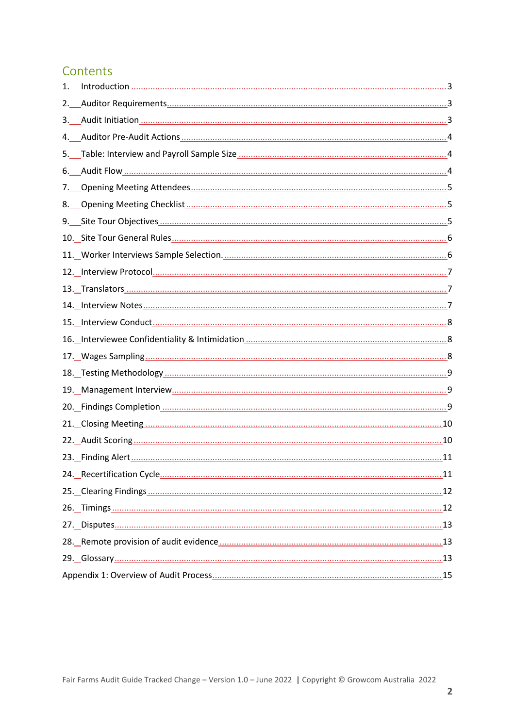# Contents

1. Introduction ..... 3
2. Auditor Requirements ..... 3
3. Audit Initiation ..... 3
4. Auditor Pre-Audit Actions ..... 4
5. Table: Interview and Payroll Sample Size ..... 4
6. Audit Flow ..... 4
7. Opening Meeting Attendees ..... 5
8. Opening Meeting Checklist ..... 5
9. Site Tour Objectives ..... 5
10. Site Tour General Rules ..... 6
11. Worker Interviews Sample Selection. ..... 6
12. Interview Protocol ..... 7
13. Translators ..... 7
14. Interview Notes ..... 7
15. Interview Conduct ..... 8
16. Interviewee Confidentiality & Intimidation ..... 8
17. Wages Sampling ..... 8
18. Testing Methodology ..... 9
19. Management Interview ..... 9
20. Findings Completion ..... 9
21. Closing Meeting ..... 10
22. Audit Scoring ..... 10
23. Finding Alert ..... 11
24. Recertification Cycle ..... 11
25. Clearing Findings ..... 12
26. Timings ..... 12
27. Disputes ..... 13
28. Remote provision of audit evidence ..... 13
29. Glossary ..... 13

Appendix 1: Overview of Audit Process ..... 15

Fair Farms Audit Guide Tracked Change – Version 1.0 – June 2022 | Copyright © Growcom Australia 2022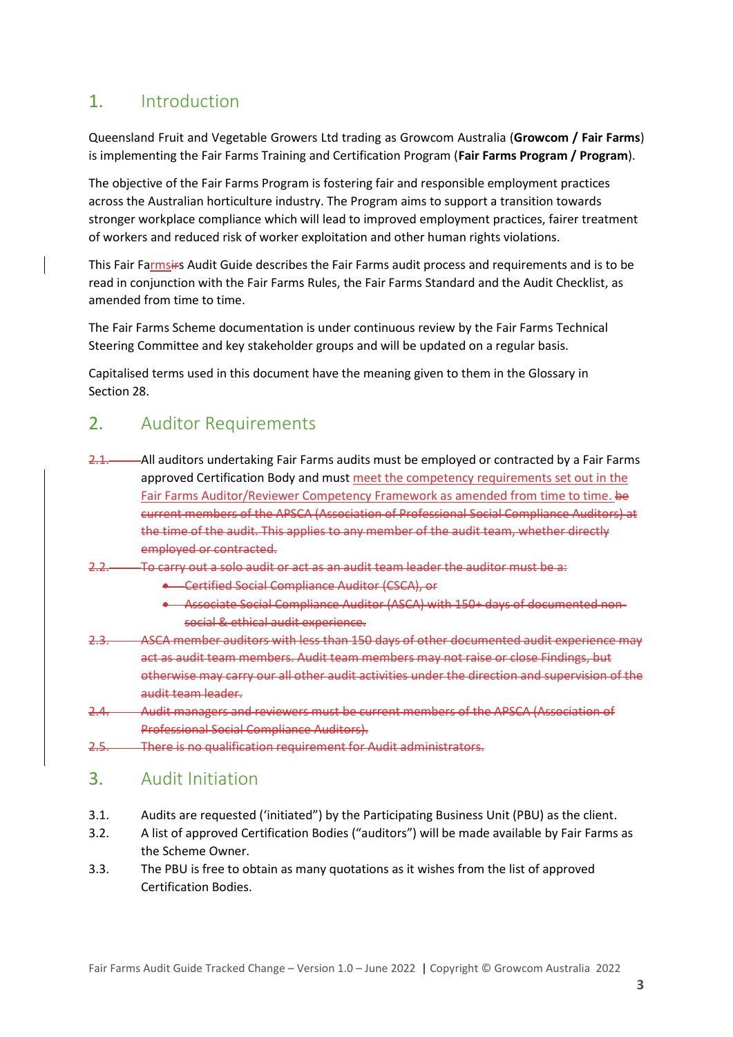# 1. Introduction

Queensland Fruit and Vegetable Growers Ltd trading as Growcom Australia (**Growcom / Fair Farms**) is implementing the Fair Farms Training and Certification Program (**Fair Farms Program / Program**).

The objective of the Fair Farms Program is fostering fair and responsible employment practices across the Australian horticulture industry. The Program aims to support a transition towards stronger workplace compliance which will lead to improved employment practices, fairer treatment of workers and reduced risk of worker exploitation and other human rights violations.

This Fair Farms~~ir~~s Audit Guide describes the Fair Farms audit process and requirements and is to be read in conjunction with the Fair Farms Rules, the Fair Farms Standard and the Audit Checklist, as amended from time to time.

The Fair Farms Scheme documentation is under continuous review by the Fair Farms Technical Steering Committee and key stakeholder groups and will be updated on a regular basis.

Capitalised terms used in this document have the meaning given to them in the Glossary in Section 28.

# 2. Auditor Requirements

~~2.1.~~ All auditors undertaking Fair Farms audits must be employed or contracted by a Fair Farms approved Certification Body and must meet the competency requirements set out in the Fair Farms Auditor/Reviewer Competency Framework as amended from time to time. ~~be current members of the APSCA (Association of Professional Social Compliance Auditors) at the time of the audit. This applies to any member of the audit team, whether directly employed or contracted.~~

~~2.2. To carry out a solo audit or act as an audit team leader the auditor must be a:~~

- ~~Certified Social Compliance Auditor (CSCA), or~~
- ~~Associate Social Compliance Auditor (ASCA) with 150+ days of documented non-social & ethical audit experience.~~

~~2.3. ASCA member auditors with less than 150 days of other documented audit experience may act as audit team members. Audit team members may not raise or close Findings, but otherwise may carry our all other audit activities under the direction and supervision of the audit team leader.~~

~~2.4. Audit managers and reviewers must be current members of the APSCA (Association of Professional Social Compliance Auditors).~~

~~2.5. There is no qualification requirement for Audit administrators.~~

# 3. Audit Initiation

3.1. Audits are requested ('initiated") by the Participating Business Unit (PBU) as the client.

3.2. A list of approved Certification Bodies ("auditors") will be made available by Fair Farms as the Scheme Owner.

3.3. The PBU is free to obtain as many quotations as it wishes from the list of approved Certification Bodies.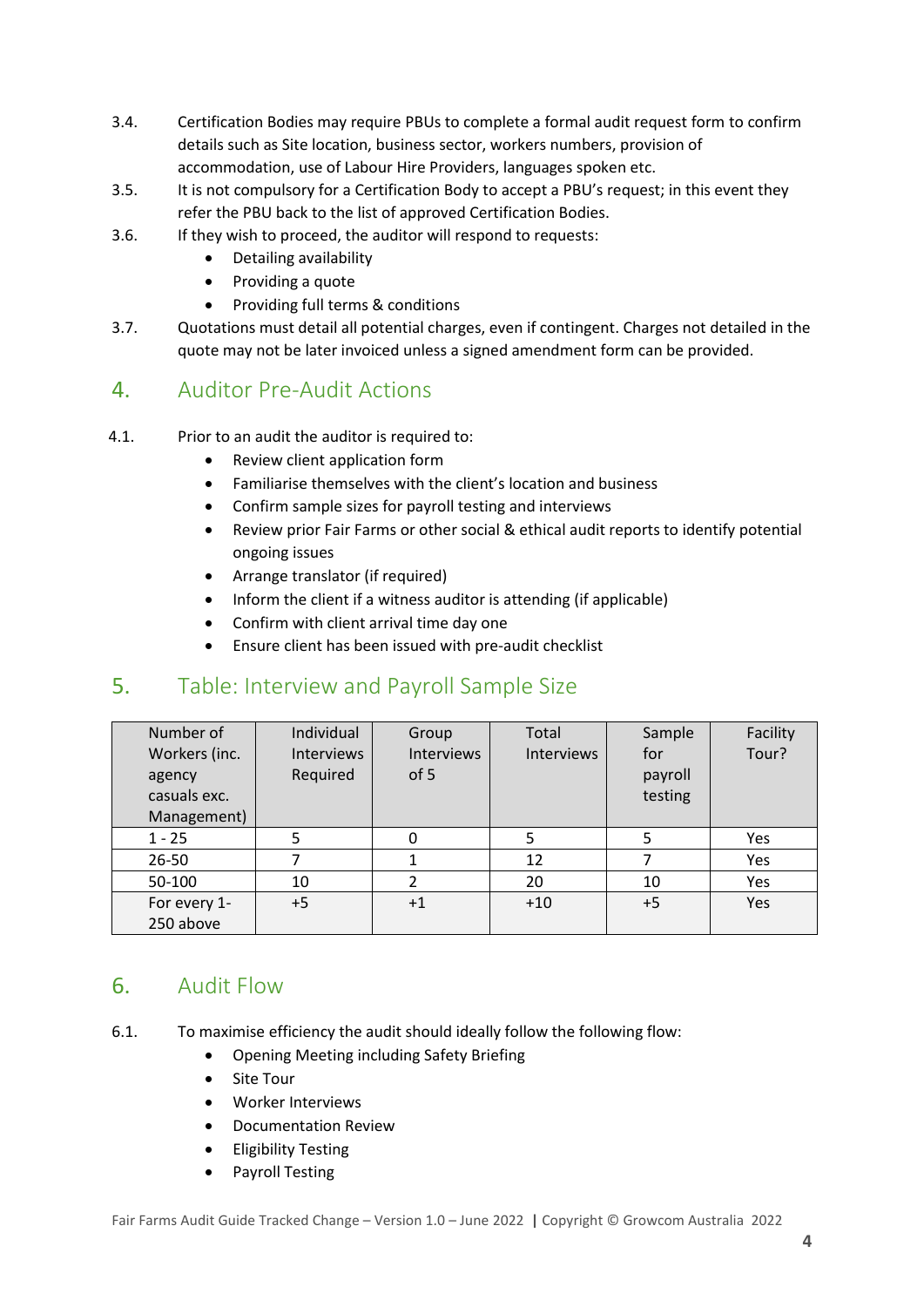3.4. Certification Bodies may require PBUs to complete a formal audit request form to confirm details such as Site location, business sector, workers numbers, provision of accommodation, use of Labour Hire Providers, languages spoken etc.

3.5. It is not compulsory for a Certification Body to accept a PBU's request; in this event they refer the PBU back to the list of approved Certification Bodies.

3.6. If they wish to proceed, the auditor will respond to requests:

- Detailing availability
- Providing a quote
- Providing full terms & conditions

3.7. Quotations must detail all potential charges, even if contingent. Charges not detailed in the quote may not be later invoiced unless a signed amendment form can be provided.

## 4. Auditor Pre-Audit Actions

4.1. Prior to an audit the auditor is required to:

- Review client application form
- Familiarise themselves with the client's location and business
- Confirm sample sizes for payroll testing and interviews
- Review prior Fair Farms or other social & ethical audit reports to identify potential ongoing issues
- Arrange translator (if required)
- Inform the client if a witness auditor is attending (if applicable)
- Confirm with client arrival time day one
- Ensure client has been issued with pre-audit checklist

## 5. Table: Interview and Payroll Sample Size

| Number of Workers (inc. agency casuals exc. Management) | Individual Interviews Required | Group Interviews of 5 | Total Interviews | Sample for payroll testing | Facility Tour? |
|---|---|---|---|---|---|
| 1 - 25 | 5 | 0 | 5 | 5 | Yes |
| 26-50 | 7 | 1 | 12 | 7 | Yes |
| 50-100 | 10 | 2 | 20 | 10 | Yes |
| For every 1-250 above | +5 | +1 | +10 | +5 | Yes |

## 6. Audit Flow

6.1. To maximise efficiency the audit should ideally follow the following flow:

- Opening Meeting including Safety Briefing
- Site Tour
- Worker Interviews
- Documentation Review
- Eligibility Testing
- Payroll Testing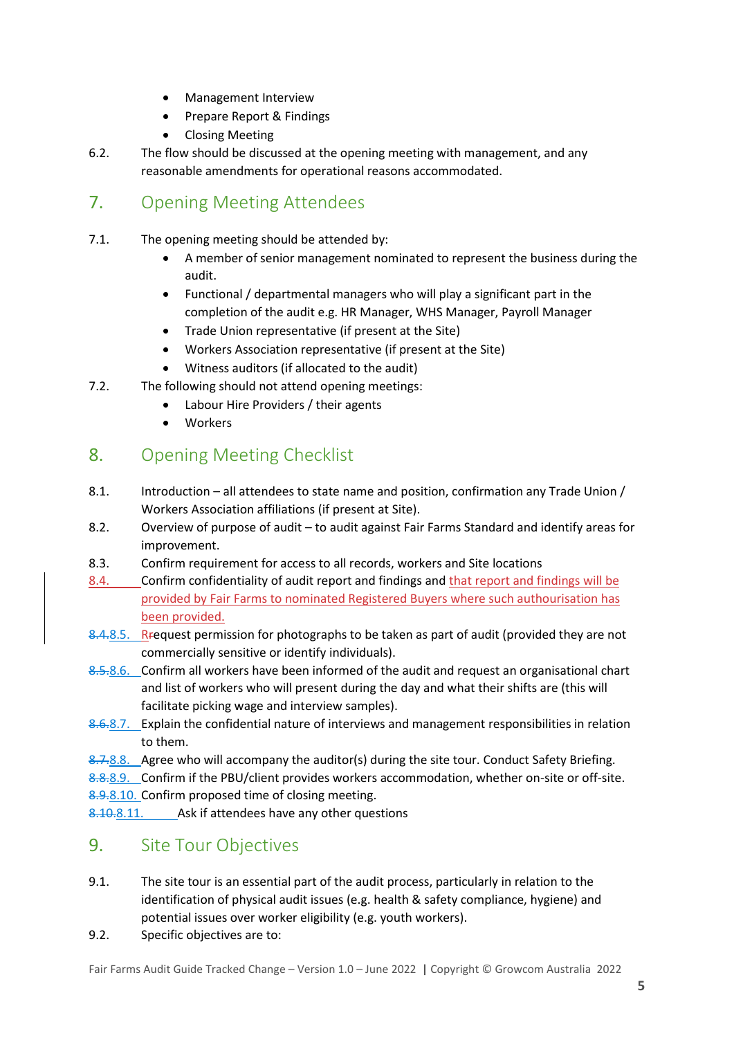- Management Interview
- Prepare Report & Findings
- Closing Meeting

6.2. The flow should be discussed at the opening meeting with management, and any reasonable amendments for operational reasons accommodated.

## 7. Opening Meeting Attendees

7.1. The opening meeting should be attended by:

- A member of senior management nominated to represent the business during the audit.
- Functional / departmental managers who will play a significant part in the completion of the audit e.g. HR Manager, WHS Manager, Payroll Manager
- Trade Union representative (if present at the Site)
- Workers Association representative (if present at the Site)
- Witness auditors (if allocated to the audit)

7.2. The following should not attend opening meetings:

- Labour Hire Providers / their agents
- Workers

## 8. Opening Meeting Checklist

8.1. Introduction – all attendees to state name and position, confirmation any Trade Union / Workers Association affiliations (if present at Site).

8.2. Overview of purpose of audit – to audit against Fair Farms Standard and identify areas for improvement.

8.3. Confirm requirement for access to all records, workers and Site locations

8.4. Confirm confidentiality of audit report and findings and that report and findings will be provided by Fair Farms to nominated Registered Buyers where such authourisation has been provided.

~~8.4.~~8.5. ~~R~~request permission for photographs to be taken as part of audit (provided they are not commercially sensitive or identify individuals).

~~8.5.~~8.6. Confirm all workers have been informed of the audit and request an organisational chart and list of workers who will present during the day and what their shifts are (this will facilitate picking wage and interview samples).

~~8.6.~~8.7. Explain the confidential nature of interviews and management responsibilities in relation to them.

~~8.7.~~8.8. Agree who will accompany the auditor(s) during the site tour. Conduct Safety Briefing.

~~8.8.~~8.9. Confirm if the PBU/client provides workers accommodation, whether on-site or off-site.

~~8.9.~~8.10. Confirm proposed time of closing meeting.

~~8.10.~~8.11. Ask if attendees have any other questions

## 9. Site Tour Objectives

9.1. The site tour is an essential part of the audit process, particularly in relation to the identification of physical audit issues (e.g. health & safety compliance, hygiene) and potential issues over worker eligibility (e.g. youth workers).

9.2. Specific objectives are to: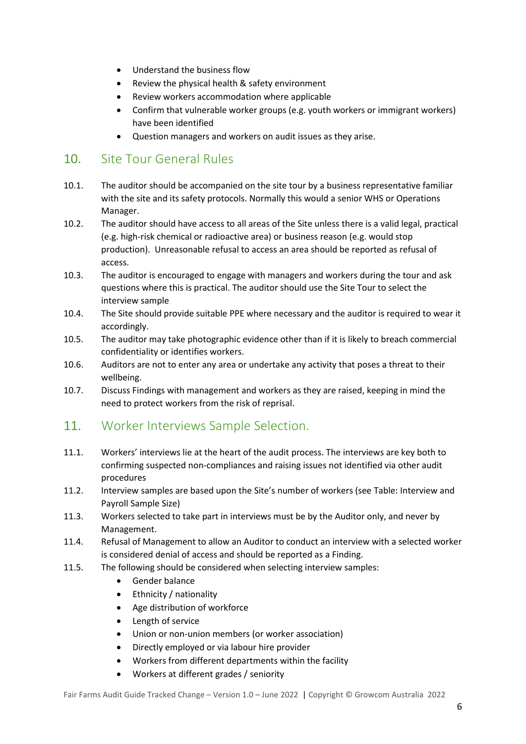- Understand the business flow
- Review the physical health & safety environment
- Review workers accommodation where applicable
- Confirm that vulnerable worker groups (e.g. youth workers or immigrant workers) have been identified
- Question managers and workers on audit issues as they arise.

## 10. Site Tour General Rules

10.1. The auditor should be accompanied on the site tour by a business representative familiar with the site and its safety protocols. Normally this would a senior WHS or Operations Manager.

10.2. The auditor should have access to all areas of the Site unless there is a valid legal, practical (e.g. high-risk chemical or radioactive area) or business reason (e.g. would stop production). Unreasonable refusal to access an area should be reported as refusal of access.

10.3. The auditor is encouraged to engage with managers and workers during the tour and ask questions where this is practical. The auditor should use the Site Tour to select the interview sample

10.4. The Site should provide suitable PPE where necessary and the auditor is required to wear it accordingly.

10.5. The auditor may take photographic evidence other than if it is likely to breach commercial confidentiality or identifies workers.

10.6. Auditors are not to enter any area or undertake any activity that poses a threat to their wellbeing.

10.7. Discuss Findings with management and workers as they are raised, keeping in mind the need to protect workers from the risk of reprisal.

## 11. Worker Interviews Sample Selection.

11.1. Workers' interviews lie at the heart of the audit process. The interviews are key both to confirming suspected non-compliances and raising issues not identified via other audit procedures

11.2. Interview samples are based upon the Site's number of workers (see Table: Interview and Payroll Sample Size)

11.3. Workers selected to take part in interviews must be by the Auditor only, and never by Management.

11.4. Refusal of Management to allow an Auditor to conduct an interview with a selected worker is considered denial of access and should be reported as a Finding.

11.5. The following should be considered when selecting interview samples:

- Gender balance
- Ethnicity / nationality
- Age distribution of workforce
- Length of service
- Union or non-union members (or worker association)
- Directly employed or via labour hire provider
- Workers from different departments within the facility
- Workers at different grades / seniority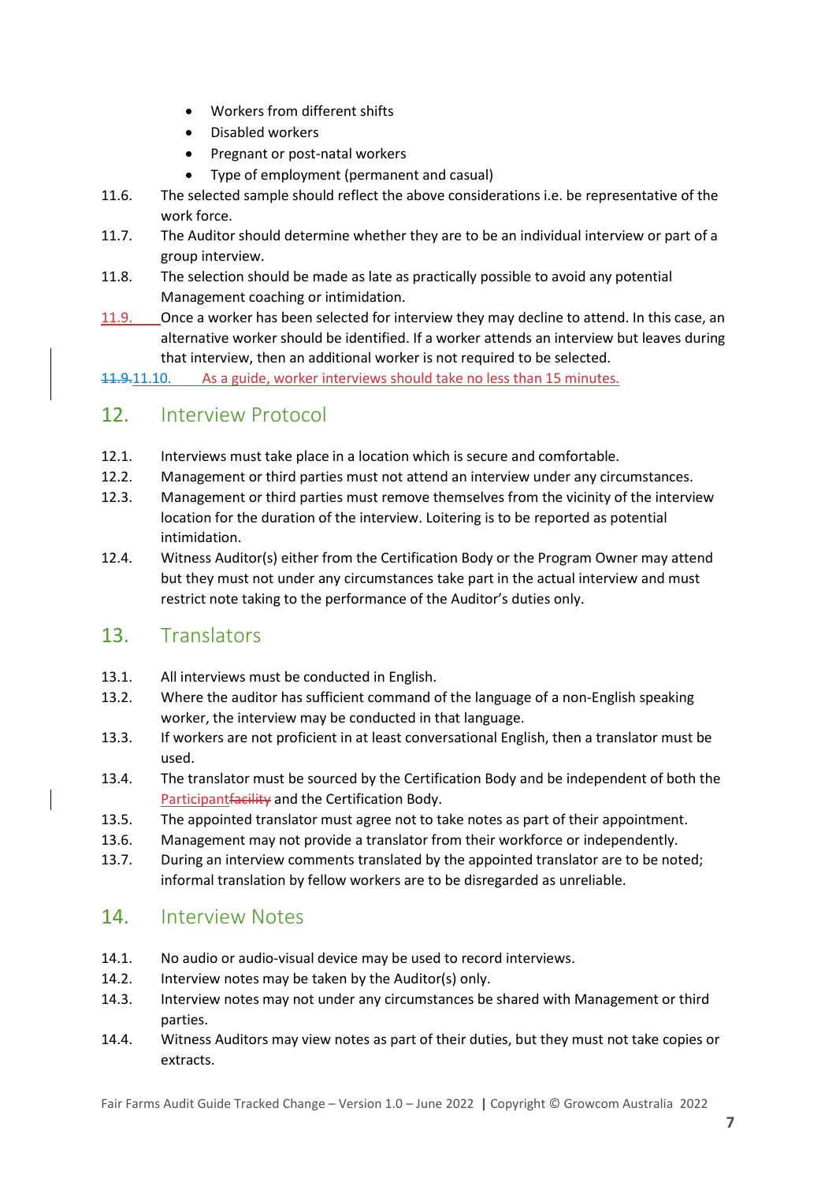- Workers from different shifts
- Disabled workers
- Pregnant or post-natal workers
- Type of employment (permanent and casual)

11.6. The selected sample should reflect the above considerations i.e. be representative of the work force.

11.7. The Auditor should determine whether they are to be an individual interview or part of a group interview.

11.8. The selection should be made as late as practically possible to avoid any potential Management coaching or intimidation.

11.9. Once a worker has been selected for interview they may decline to attend. In this case, an alternative worker should be identified. If a worker attends an interview but leaves during that interview, then an additional worker is not required to be selected.

~~11.9.~~11.10. As a guide, worker interviews should take no less than 15 minutes.

## 12. Interview Protocol

12.1. Interviews must take place in a location which is secure and comfortable.

12.2. Management or third parties must not attend an interview under any circumstances.

12.3. Management or third parties must remove themselves from the vicinity of the interview location for the duration of the interview. Loitering is to be reported as potential intimidation.

12.4. Witness Auditor(s) either from the Certification Body or the Program Owner may attend but they must not under any circumstances take part in the actual interview and must restrict note taking to the performance of the Auditor's duties only.

## 13. Translators

13.1. All interviews must be conducted in English.

13.2. Where the auditor has sufficient command of the language of a non-English speaking worker, the interview may be conducted in that language.

13.3. If workers are not proficient in at least conversational English, then a translator must be used.

13.4. The translator must be sourced by the Certification Body and be independent of both the Participant~~facility~~ and the Certification Body.

13.5. The appointed translator must agree not to take notes as part of their appointment.

13.6. Management may not provide a translator from their workforce or independently.

13.7. During an interview comments translated by the appointed translator are to be noted; informal translation by fellow workers are to be disregarded as unreliable.

## 14. Interview Notes

14.1. No audio or audio-visual device may be used to record interviews.

14.2. Interview notes may be taken by the Auditor(s) only.

14.3. Interview notes may not under any circumstances be shared with Management or third parties.

14.4. Witness Auditors may view notes as part of their duties, but they must not take copies or extracts.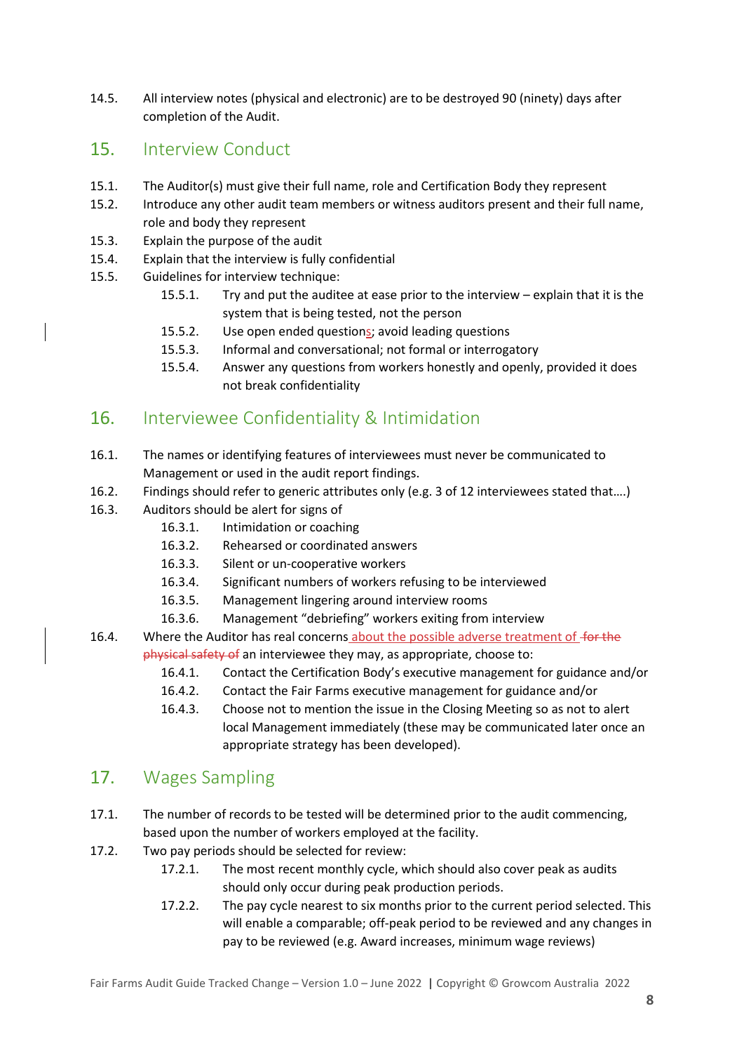14.5. All interview notes (physical and electronic) are to be destroyed 90 (ninety) days after completion of the Audit.

## 15. Interview Conduct

15.1. The Auditor(s) must give their full name, role and Certification Body they represent

15.2. Introduce any other audit team members or witness auditors present and their full name, role and body they represent

15.3. Explain the purpose of the audit

15.4. Explain that the interview is fully confidential

15.5. Guidelines for interview technique:

- 15.5.1. Try and put the auditee at ease prior to the interview – explain that it is the system that is being tested, not the person
- 15.5.2. Use open ended questions; avoid leading questions
- 15.5.3. Informal and conversational; not formal or interrogatory
- 15.5.4. Answer any questions from workers honestly and openly, provided it does not break confidentiality

## 16. Interviewee Confidentiality & Intimidation

16.1. The names or identifying features of interviewees must never be communicated to Management or used in the audit report findings.

16.2. Findings should refer to generic attributes only (e.g. 3 of 12 interviewees stated that….)

16.3. Auditors should be alert for signs of

- 16.3.1. Intimidation or coaching
- 16.3.2. Rehearsed or coordinated answers
- 16.3.3. Silent or un-cooperative workers
- 16.3.4. Significant numbers of workers refusing to be interviewed
- 16.3.5. Management lingering around interview rooms
- 16.3.6. Management "debriefing" workers exiting from interview

16.4. Where the Auditor has real concerns about the possible adverse treatment of ~~for the physical safety of~~ an interviewee they may, as appropriate, choose to:

- 16.4.1. Contact the Certification Body's executive management for guidance and/or
- 16.4.2. Contact the Fair Farms executive management for guidance and/or
- 16.4.3. Choose not to mention the issue in the Closing Meeting so as not to alert local Management immediately (these may be communicated later once an appropriate strategy has been developed).

## 17. Wages Sampling

17.1. The number of records to be tested will be determined prior to the audit commencing, based upon the number of workers employed at the facility.

17.2. Two pay periods should be selected for review:

- 17.2.1. The most recent monthly cycle, which should also cover peak as audits should only occur during peak production periods.
- 17.2.2. The pay cycle nearest to six months prior to the current period selected. This will enable a comparable; off-peak period to be reviewed and any changes in pay to be reviewed (e.g. Award increases, minimum wage reviews)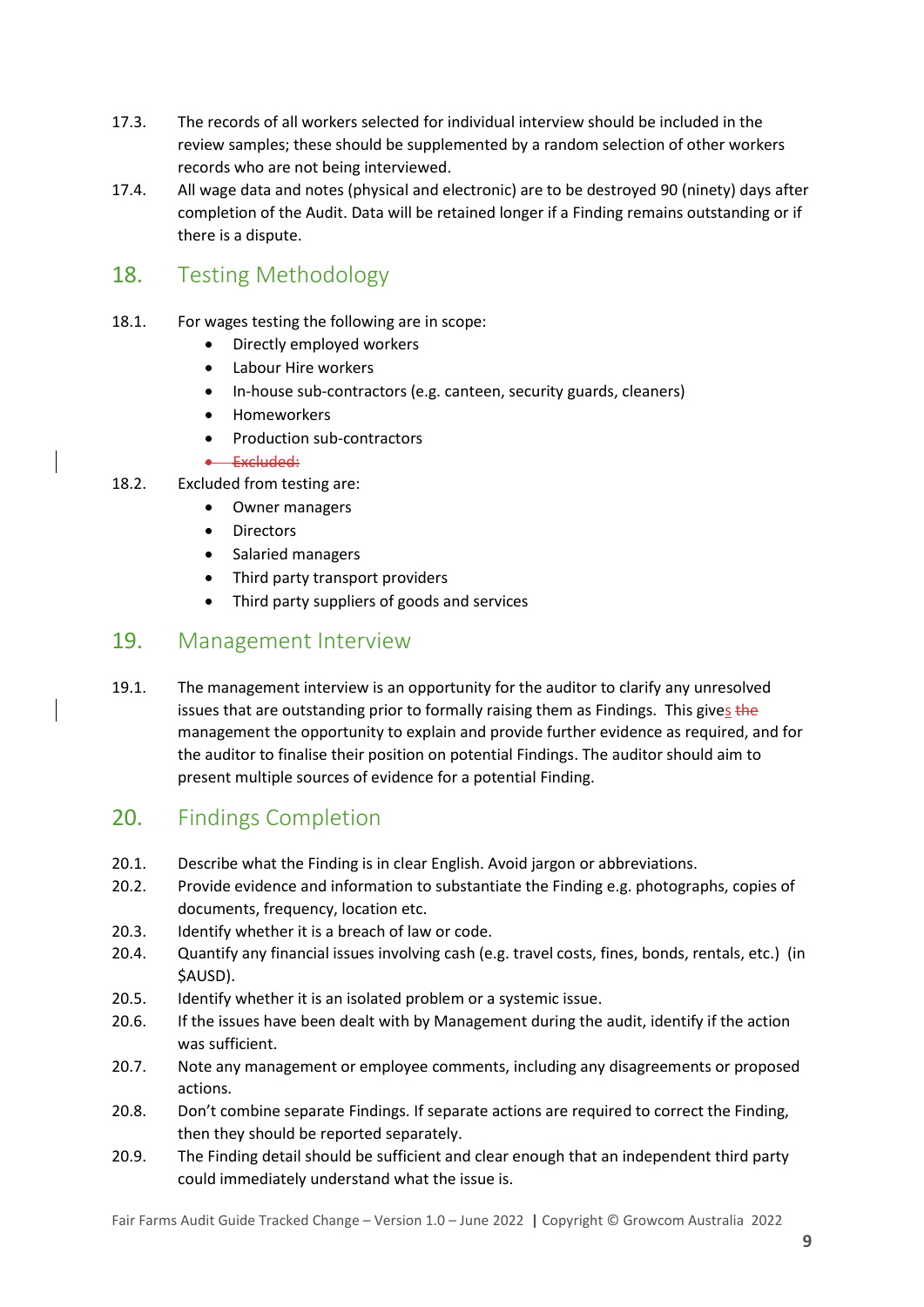17.3. The records of all workers selected for individual interview should be included in the review samples; these should be supplemented by a random selection of other workers records who are not being interviewed.

17.4. All wage data and notes (physical and electronic) are to be destroyed 90 (ninety) days after completion of the Audit. Data will be retained longer if a Finding remains outstanding or if there is a dispute.

## 18. Testing Methodology

18.1. For wages testing the following are in scope:

- Directly employed workers
- Labour Hire workers
- In-house sub-contractors (e.g. canteen, security guards, cleaners)
- Homeworkers
- Production sub-contractors
- ~~Excluded:~~

18.2. Excluded from testing are:

- Owner managers
- Directors
- Salaried managers
- Third party transport providers
- Third party suppliers of goods and services

## 19. Management Interview

19.1. The management interview is an opportunity for the auditor to clarify any unresolved issues that are outstanding prior to formally raising them as Findings. This gives ~~the~~ management the opportunity to explain and provide further evidence as required, and for the auditor to finalise their position on potential Findings. The auditor should aim to present multiple sources of evidence for a potential Finding.

## 20. Findings Completion

20.1. Describe what the Finding is in clear English. Avoid jargon or abbreviations.

20.2. Provide evidence and information to substantiate the Finding e.g. photographs, copies of documents, frequency, location etc.

20.3. Identify whether it is a breach of law or code.

20.4. Quantify any financial issues involving cash (e.g. travel costs, fines, bonds, rentals, etc.) (in $AUSD).

20.5. Identify whether it is an isolated problem or a systemic issue.

20.6. If the issues have been dealt with by Management during the audit, identify if the action was sufficient.

20.7. Note any management or employee comments, including any disagreements or proposed actions.

20.8. Don't combine separate Findings. If separate actions are required to correct the Finding, then they should be reported separately.

20.9. The Finding detail should be sufficient and clear enough that an independent third party could immediately understand what the issue is.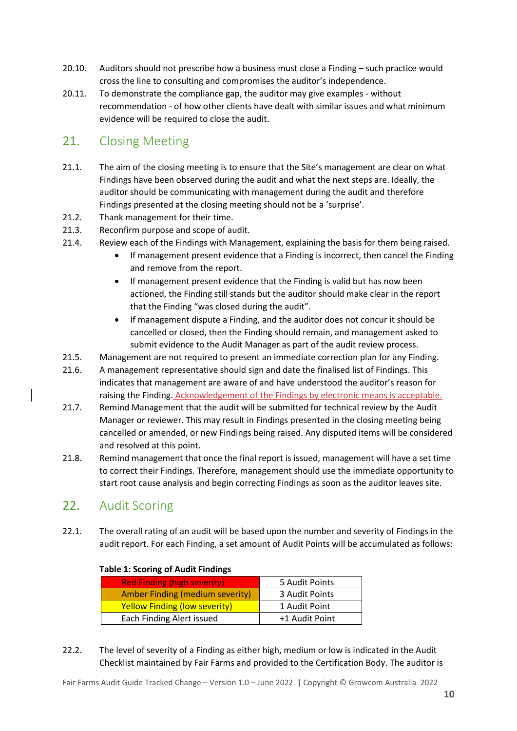20.10. Auditors should not prescribe how a business must close a Finding – such practice would cross the line to consulting and compromises the auditor's independence.

20.11. To demonstrate the compliance gap, the auditor may give examples - without recommendation - of how other clients have dealt with similar issues and what minimum evidence will be required to close the audit.

## 21. Closing Meeting

21.1. The aim of the closing meeting is to ensure that the Site's management are clear on what Findings have been observed during the audit and what the next steps are. Ideally, the auditor should be communicating with management during the audit and therefore Findings presented at the closing meeting should not be a 'surprise'.

21.2. Thank management for their time.

21.3. Reconfirm purpose and scope of audit.

21.4. Review each of the Findings with Management, explaining the basis for them being raised.

- If management present evidence that a Finding is incorrect, then cancel the Finding and remove from the report.
- If management present evidence that the Finding is valid but has now been actioned, the Finding still stands but the auditor should make clear in the report that the Finding "was closed during the audit".
- If management dispute a Finding, and the auditor does not concur it should be cancelled or closed, then the Finding should remain, and management asked to submit evidence to the Audit Manager as part of the audit review process.

21.5. Management are not required to present an immediate correction plan for any Finding.

21.6. A management representative should sign and date the finalised list of Findings. This indicates that management are aware of and have understood the auditor's reason for raising the Finding. Acknowledgement of the Findings by electronic means is acceptable.

21.7. Remind Management that the audit will be submitted for technical review by the Audit Manager or reviewer. This may result in Findings presented in the closing meeting being cancelled or amended, or new Findings being raised. Any disputed items will be considered and resolved at this point.

21.8. Remind management that once the final report is issued, management will have a set time to correct their Findings. Therefore, management should use the immediate opportunity to start root cause analysis and begin correcting Findings as soon as the auditor leaves site.

## 22. Audit Scoring

22.1. The overall rating of an audit will be based upon the number and severity of Findings in the audit report. For each Finding, a set amount of Audit Points will be accumulated as follows:

**Table 1: Scoring of Audit Findings**

| Finding | Audit Points |
|---|---|
| Red Finding (high severity) | 5 Audit Points |
| Amber Finding (medium severity) | 3 Audit Points |
| Yellow Finding (low severity) | 1 Audit Point |
| Each Finding Alert issued | +1 Audit Point |

22.2. The level of severity of a Finding as either high, medium or low is indicated in the Audit Checklist maintained by Fair Farms and provided to the Certification Body. The auditor is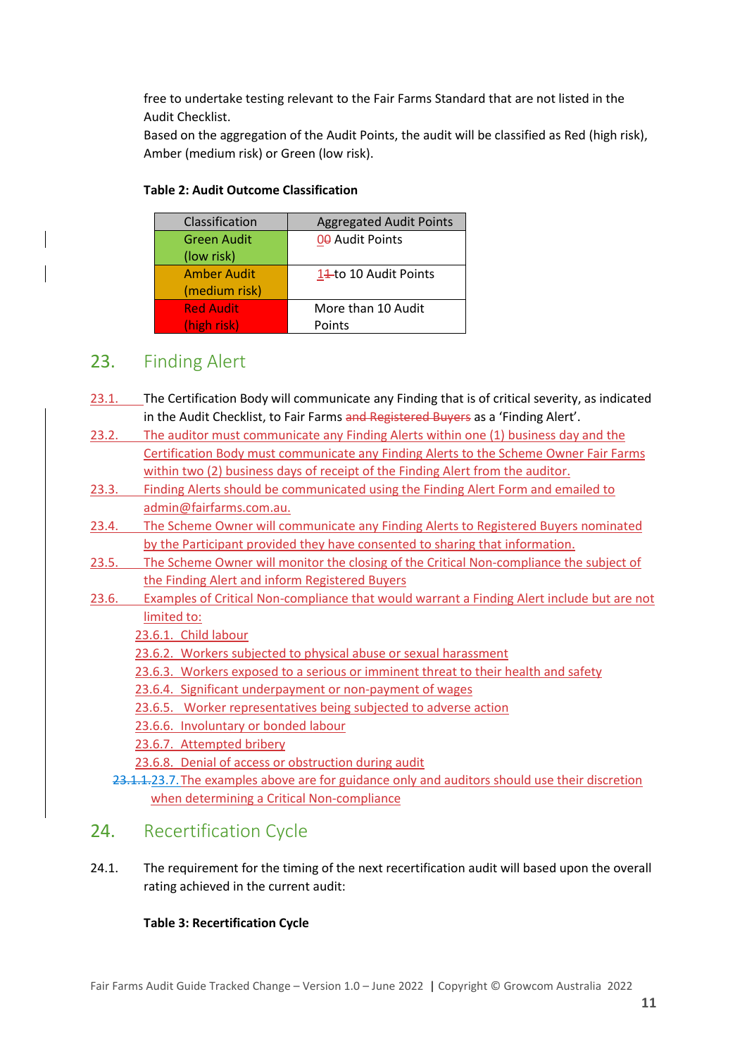free to undertake testing relevant to the Fair Farms Standard that are not listed in the Audit Checklist.
Based on the aggregation of the Audit Points, the audit will be classified as Red (high risk), Amber (medium risk) or Green (low risk).

**Table 2: Audit Outcome Classification**

| Classification | Aggregated Audit Points |
|---|---|
| Green Audit (low risk) | 00 Audit Points |
| Amber Audit (medium risk) | 11 to 10 Audit Points |
| Red Audit (high risk) | More than 10 Audit Points |

## 23. Finding Alert

23.1. The Certification Body will communicate any Finding that is of critical severity, as indicated in the Audit Checklist, to Fair Farms and Registered Buyers as a 'Finding Alert'.

23.2. The auditor must communicate any Finding Alerts within one (1) business day and the Certification Body must communicate any Finding Alerts to the Scheme Owner Fair Farms within two (2) business days of receipt of the Finding Alert from the auditor.

23.3. Finding Alerts should be communicated using the Finding Alert Form and emailed to admin@fairfarms.com.au.

23.4. The Scheme Owner will communicate any Finding Alerts to Registered Buyers nominated by the Participant provided they have consented to sharing that information.

23.5. The Scheme Owner will monitor the closing of the Critical Non-compliance the subject of the Finding Alert and inform Registered Buyers

23.6. Examples of Critical Non-compliance that would warrant a Finding Alert include but are not limited to:

- 23.6.1. Child labour
- 23.6.2. Workers subjected to physical abuse or sexual harassment
- 23.6.3. Workers exposed to a serious or imminent threat to their health and safety
- 23.6.4. Significant underpayment or non-payment of wages
- 23.6.5. Worker representatives being subjected to adverse action
- 23.6.6. Involuntary or bonded labour
- 23.6.7. Attempted bribery
- 23.6.8. Denial of access or obstruction during audit

23.1.1.23.7. The examples above are for guidance only and auditors should use their discretion when determining a Critical Non-compliance

## 24. Recertification Cycle

24.1. The requirement for the timing of the next recertification audit will based upon the overall rating achieved in the current audit:

**Table 3: Recertification Cycle**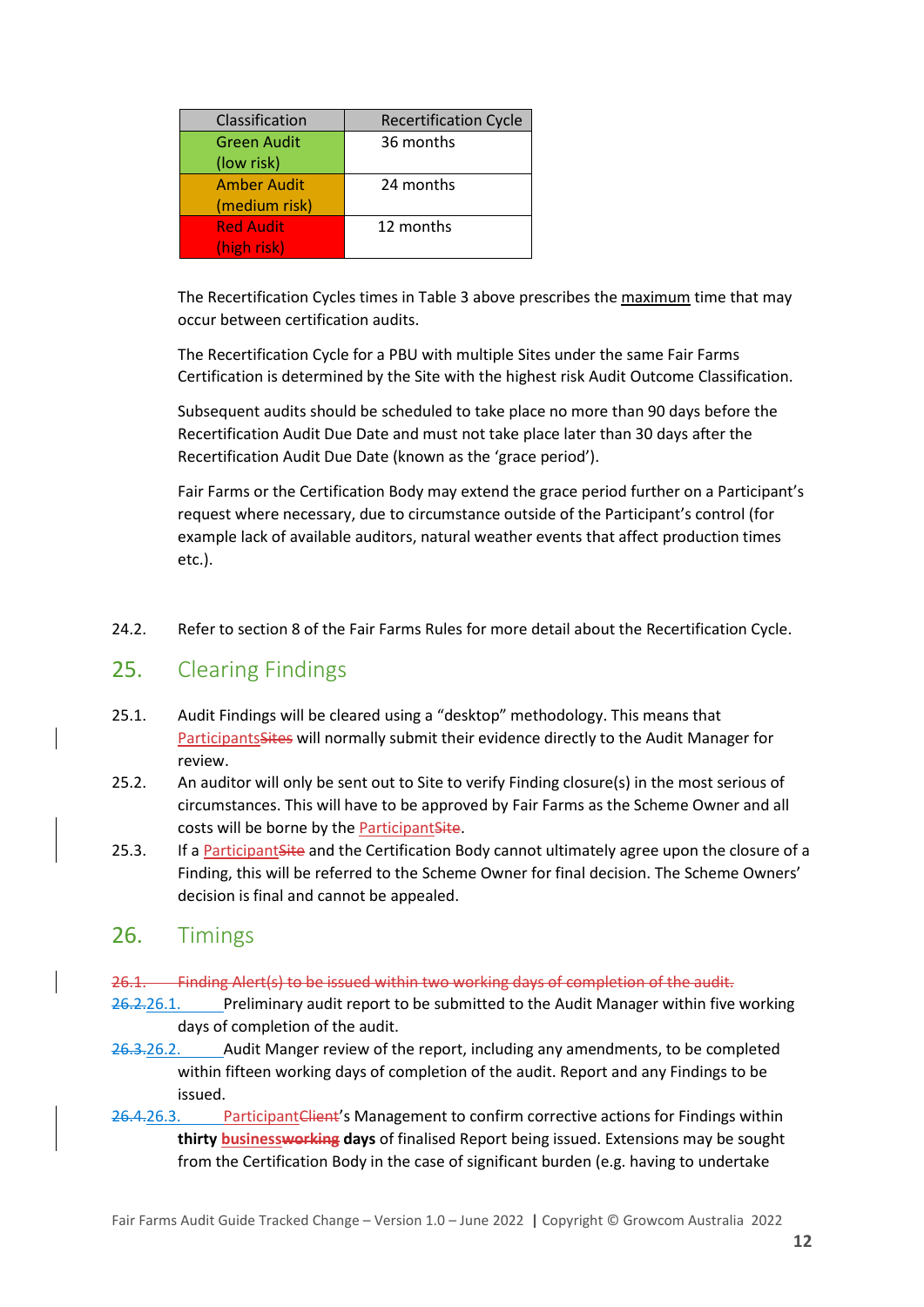| Classification | Recertification Cycle |
|---|---|
| Green Audit (low risk) | 36 months |
| Amber Audit (medium risk) | 24 months |
| Red Audit (high risk) | 12 months |

The Recertification Cycles times in Table 3 above prescribes the maximum time that may occur between certification audits.

The Recertification Cycle for a PBU with multiple Sites under the same Fair Farms Certification is determined by the Site with the highest risk Audit Outcome Classification.

Subsequent audits should be scheduled to take place no more than 90 days before the Recertification Audit Due Date and must not take place later than 30 days after the Recertification Audit Due Date (known as the 'grace period').

Fair Farms or the Certification Body may extend the grace period further on a Participant's request where necessary, due to circumstance outside of the Participant's control (for example lack of available auditors, natural weather events that affect production times etc.).

24.2. Refer to section 8 of the Fair Farms Rules for more detail about the Recertification Cycle.

## 25. Clearing Findings

25.1. Audit Findings will be cleared using a "desktop" methodology. This means that ParticipantsSites will normally submit their evidence directly to the Audit Manager for review.

25.2. An auditor will only be sent out to Site to verify Finding closure(s) in the most serious of circumstances. This will have to be approved by Fair Farms as the Scheme Owner and all costs will be borne by the ParticipantSite.

25.3. If a ParticipantSite and the Certification Body cannot ultimately agree upon the closure of a Finding, this will be referred to the Scheme Owner for final decision. The Scheme Owners' decision is final and cannot be appealed.

## 26. Timings

~~26.1. Finding Alert(s) to be issued within two working days of completion of the audit.~~

~~26.2.~~26.1. Preliminary audit report to be submitted to the Audit Manager within five working days of completion of the audit.

~~26.3.~~26.2. Audit Manger review of the report, including any amendments, to be completed within fifteen working days of completion of the audit. Report and any Findings to be issued.

~~26.4.~~26.3. Participant~~Client~~'s Management to confirm corrective actions for Findings within **thirty business~~working~~ days** of finalised Report being issued. Extensions may be sought from the Certification Body in the case of significant burden (e.g. having to undertake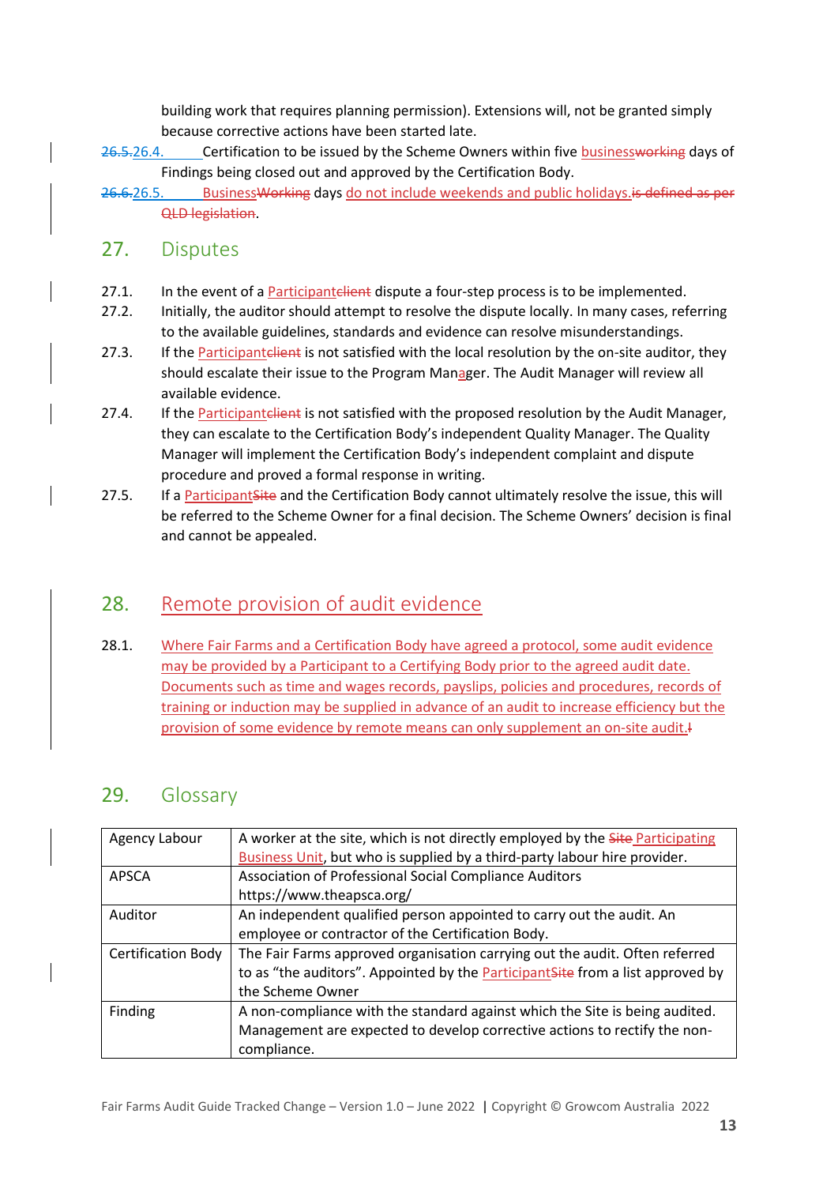building work that requires planning permission). Extensions will, not be granted simply because corrective actions have been started late.

~~26.5.~~26.4. Certification to be issued by the Scheme Owners within five business~~working~~ days of Findings being closed out and approved by the Certification Body.

~~26.6.~~26.5. Business~~Working~~ days do not include weekends and public holidays.~~is defined as per QLD legislation~~.

## 27. Disputes

27.1. In the event of a Participant~~client~~ dispute a four-step process is to be implemented.

27.2. Initially, the auditor should attempt to resolve the dispute locally. In many cases, referring to the available guidelines, standards and evidence can resolve misunderstandings.

27.3. If the Participant~~client~~ is not satisfied with the local resolution by the on-site auditor, they should escalate their issue to the Program Manager. The Audit Manager will review all available evidence.

27.4. If the Participant~~client~~ is not satisfied with the proposed resolution by the Audit Manager, they can escalate to the Certification Body's independent Quality Manager. The Quality Manager will implement the Certification Body's independent complaint and dispute procedure and proved a formal response in writing.

27.5. If a Participant~~Site~~ and the Certification Body cannot ultimately resolve the issue, this will be referred to the Scheme Owner for a final decision. The Scheme Owners' decision is final and cannot be appealed.

## 28. Remote provision of audit evidence

28.1. Where Fair Farms and a Certification Body have agreed a protocol, some audit evidence may be provided by a Participant to a Certifying Body prior to the agreed audit date. Documents such as time and wages records, payslips, policies and procedures, records of training or induction may be supplied in advance of an audit to increase efficiency but the provision of some evidence by remote means can only supplement an on-site audit.~~!~~

## 29. Glossary

| Agency Labour | A worker at the site, which is not directly employed by the ~~Site~~ Participating Business Unit, but who is supplied by a third-party labour hire provider. |
|---|---|
| APSCA | Association of Professional Social Compliance Auditors https://www.theapsca.org/ |
| Auditor | An independent qualified person appointed to carry out the audit. An employee or contractor of the Certification Body. |
| Certification Body | The Fair Farms approved organisation carrying out the audit. Often referred to as "the auditors". Appointed by the Participant~~Site~~ from a list approved by the Scheme Owner |
| Finding | A non-compliance with the standard against which the Site is being audited. Management are expected to develop corrective actions to rectify the non-compliance. |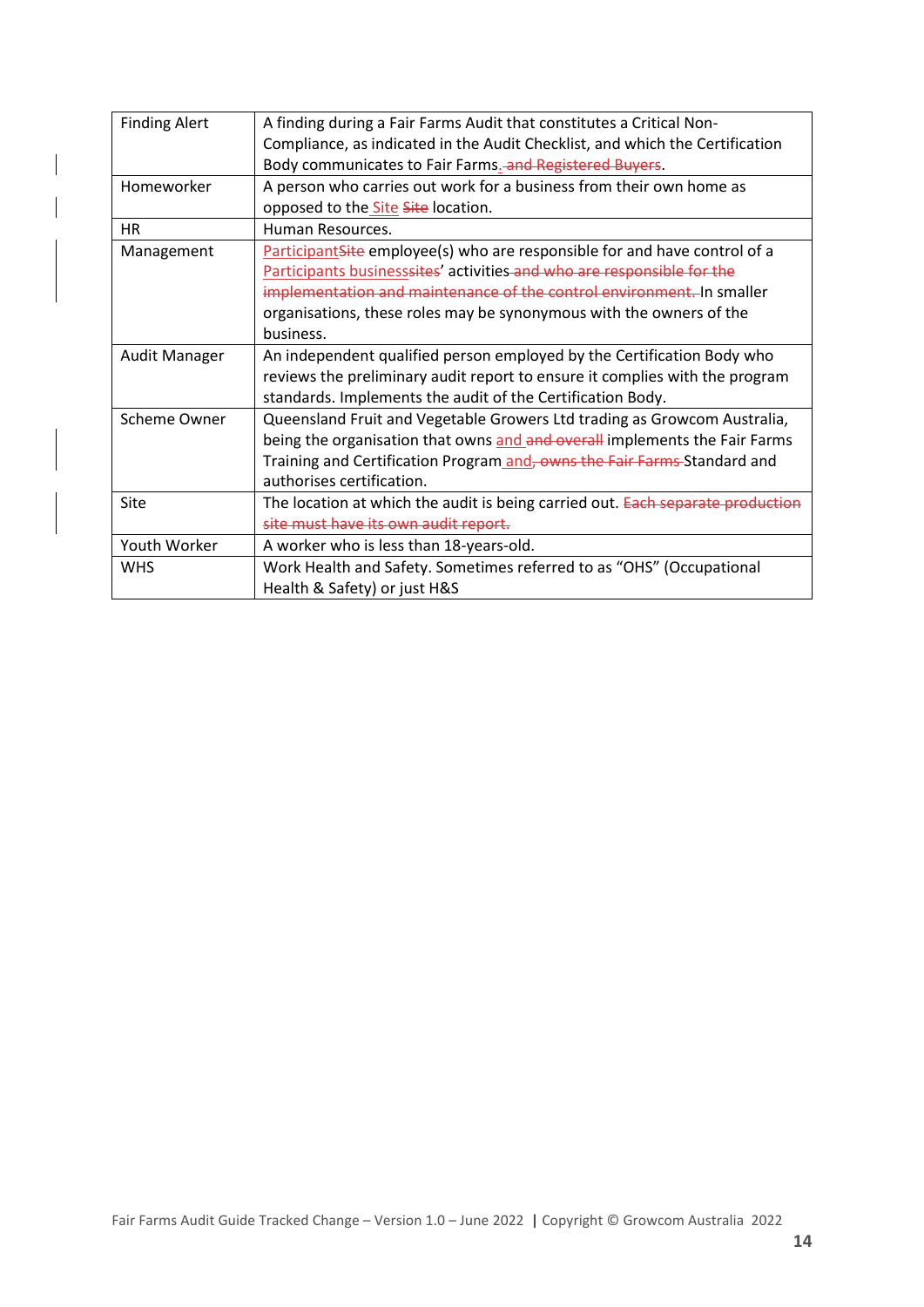| Finding Alert | A finding during a Fair Farms Audit that constitutes a Critical Non-Compliance, as indicated in the Audit Checklist, and which the Certification Body communicates to Fair Farms. and Registered Buyers. |
|---|---|
| Homeworker | A person who carries out work for a business from their own home as opposed to the Site Site location. |
| HR | Human Resources. |
| Management | ParticipantSite employee(s) who are responsible for and have control of a Participants businesssites' activities and who are responsible for the implementation and maintenance of the control environment. In smaller organisations, these roles may be synonymous with the owners of the business. |
| Audit Manager | An independent qualified person employed by the Certification Body who reviews the preliminary audit report to ensure it complies with the program standards. Implements the audit of the Certification Body. |
| Scheme Owner | Queensland Fruit and Vegetable Growers Ltd trading as Growcom Australia, being the organisation that owns and and overall implements the Fair Farms Training and Certification Program and, owns the Fair Farms Standard and authorises certification. |
| Site | The location at which the audit is being carried out. Each separate production site must have its own audit report. |
| Youth Worker | A worker who is less than 18-years-old. |
| WHS | Work Health and Safety. Sometimes referred to as "OHS" (Occupational Health & Safety) or just H&S |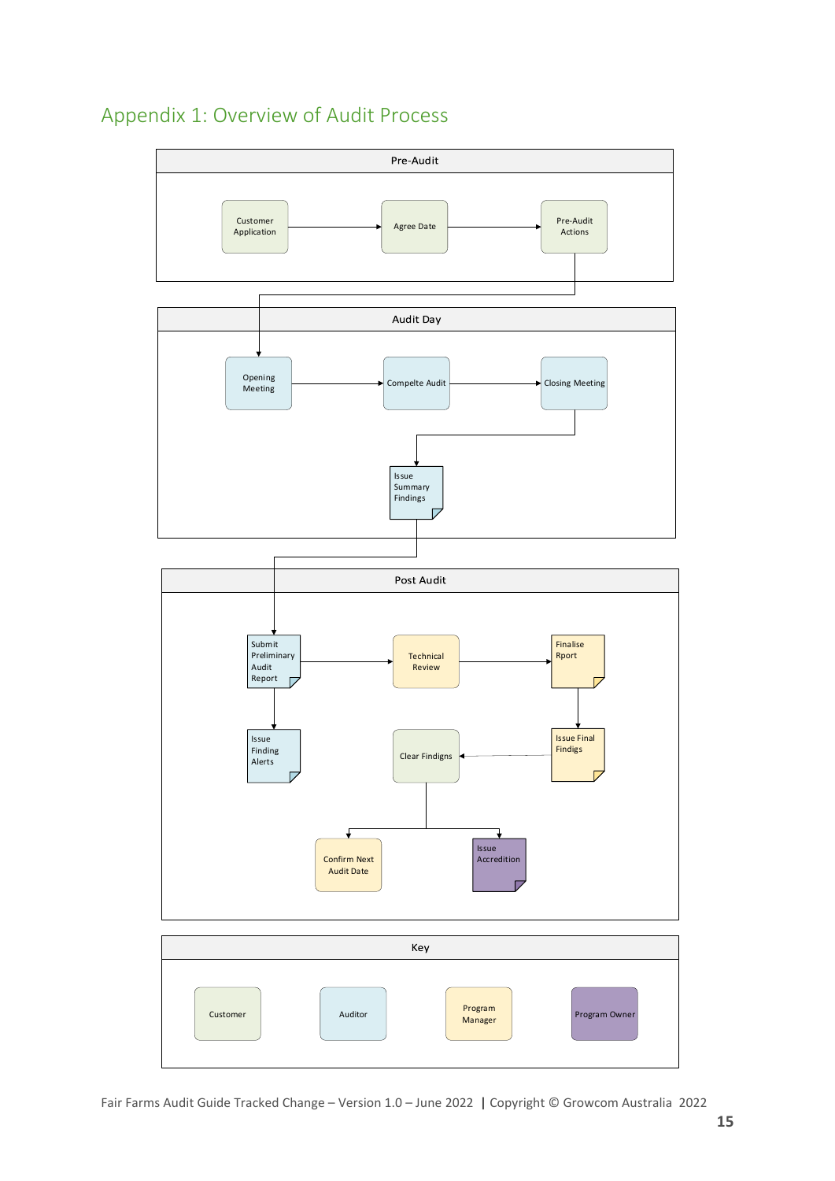# Appendix 1: Overview of Audit Process

Pre-Audit

Customer Application

Agree Date

Pre-Audit Actions

Audit Day

Opening Meeting

Compelte Audit

Closing Meeting

Issue Summary Findings

Post Audit

Submit Preliminary Audit Report

Technical Review

Finalise Rport

Issue Finding Alerts

Clear Findigns

Issue Final Findigs

Confirm Next Audit Date

Issue Accredition

Key

Customer

Auditor

Program Manager

Program Owner